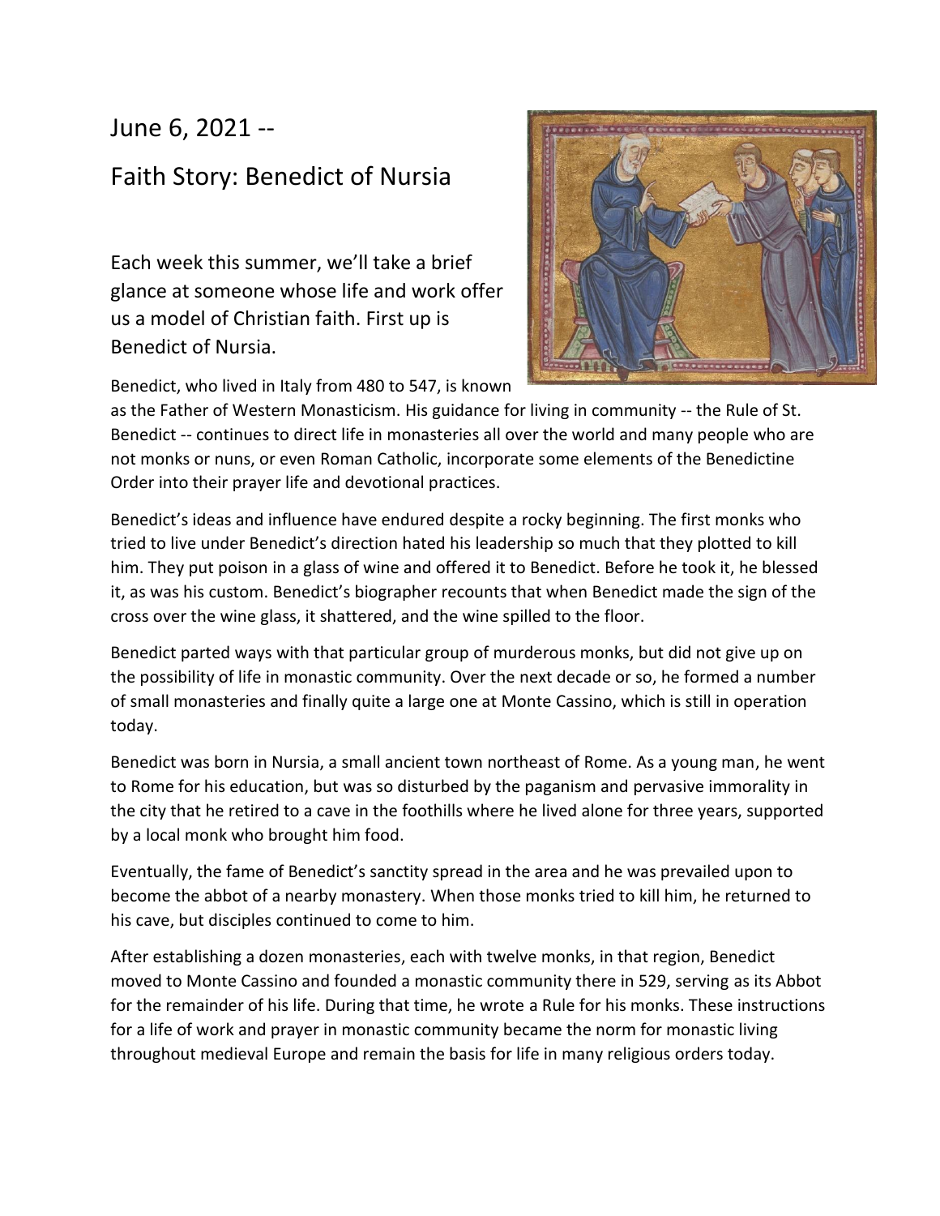June 6, 2021 --

# Faith Story: Benedict of Nursia

Each week this summer, we'll take a brief glance at someone whose life and work offer us a model of Christian faith. First up is Benedict of Nursia.

Benedict, who lived in Italy from 480 to 547, is known as the Father of Western Monasticism. His guidance for living in community -- the Rule of St. Benedict -- continues to direct life in monasteries all over the world and many people who are not monks or nuns, or even Roman Catholic, incorporate some elements of the Benedictine Order into their prayer life and devotional practices.

Benedict's ideas and influence have endured despite a rocky beginning. The first monks who tried to live under Benedict's direction hated his leadership so much that they plotted to kill him. They put poison in a glass of wine and offered it to Benedict. Before he took it, he blessed it, as was his custom. Benedict's biographer recounts that when Benedict made the sign of the cross over the wine glass, it shattered, and the wine spilled to the floor.

Benedict parted ways with that particular group of murderous monks, but did not give up on the possibility of life in monastic community. Over the next decade or so, he formed a number of small monasteries and finally quite a large one at Monte Cassino, which is still in operation today.

Benedict was born in Nursia, a small ancient town northeast of Rome. As a young man, he went to Rome for his education, but was so disturbed by the paganism and pervasive immorality in the city that he retired to a cave in the foothills where he lived alone for three years, supported by a local monk who brought him food.

Eventually, the fame of Benedict's sanctity spread in the area and he was prevailed upon to become the abbot of a nearby monastery. When those monks tried to kill him, he returned to his cave, but disciples continued to come to him.

After establishing a dozen monasteries, each with twelve monks, in that region, Benedict moved to Monte Cassino and founded a monastic community there in 529, serving as its Abbot for the remainder of his life. During that time, he wrote a Rule for his monks. These instructions for a life of work and prayer in monastic community became the norm for monastic living throughout medieval Europe and remain the basis for life in many religious orders today.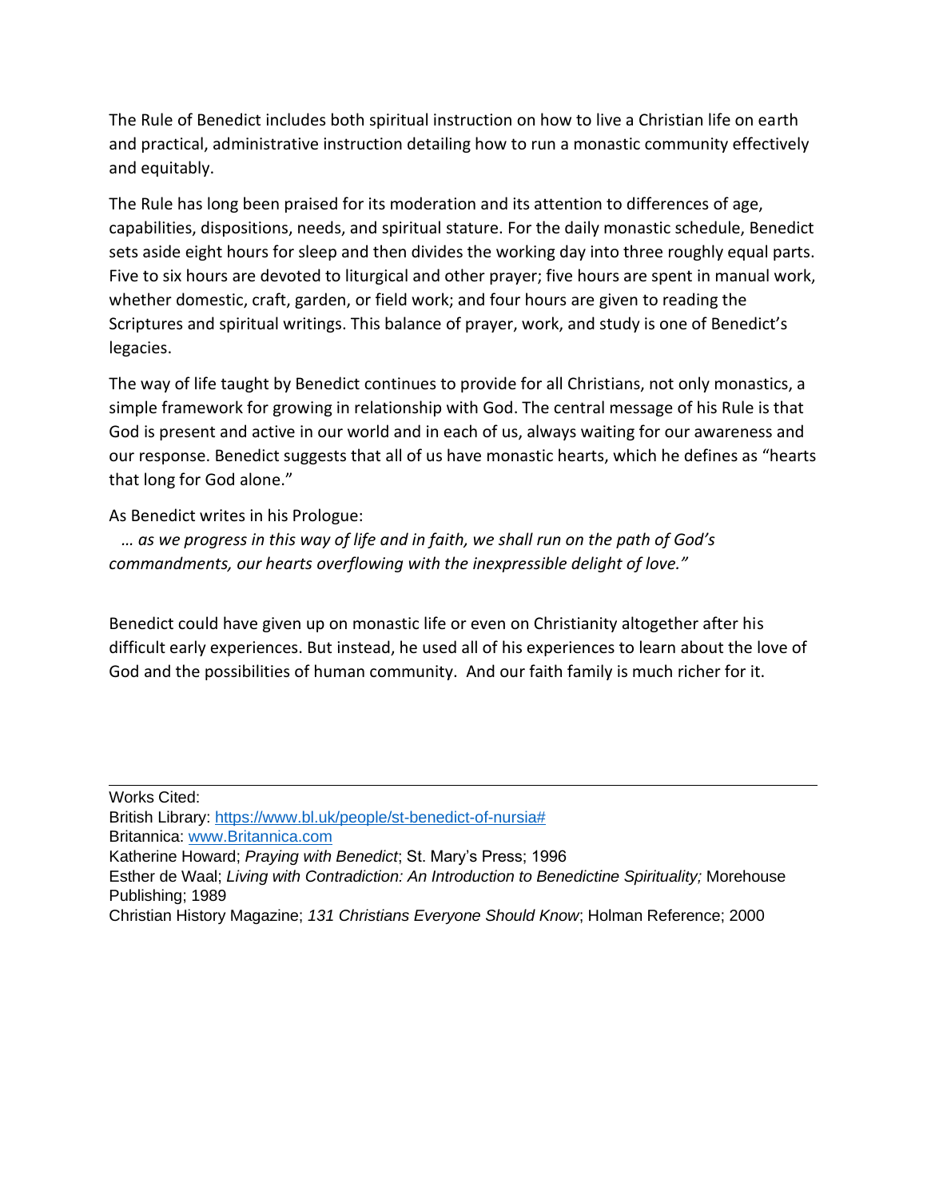The Rule of Benedict includes both spiritual instruction on how to live a Christian life on earth and practical, administrative instruction detailing how to run a monastic community effectively and equitably.

The Rule has long been praised for its moderation and its attention to differences of age, capabilities, dispositions, needs, and spiritual stature. For the daily monastic schedule, Benedict sets aside eight hours for sleep and then divides the working day into three roughly equal parts. Five to six hours are devoted to liturgical and other prayer; five hours are spent in manual work, whether domestic, craft, garden, or field work; and four hours are given to reading the Scriptures and spiritual writings. This balance of prayer, work, and study is one of Benedict's legacies.

The way of life taught by Benedict continues to provide for all Christians, not only monastics, a simple framework for growing in relationship with God. The central message of his Rule is that God is present and active in our world and in each of us, always waiting for our awareness and our response. Benedict suggests that all of us have monastic hearts, which he defines as "hearts that long for God alone."

As Benedict writes in his Prologue:

*… as we progress in this way of life and in faith, we shall run on the path of God's commandments, our hearts overflowing with the inexpressible delight of love."*

Benedict could have given up on monastic life or even on Christianity altogether after his difficult early experiences. But instead, he used all of his experiences to learn about the love of God and the possibilities of human community. And our faith family is much richer for it.

---

Works Cited:
British Library: https://www.bl.uk/people/st-benedict-of-nursia#
Britannica: www.Britannica.com
Katherine Howard; *Praying with Benedict*; St. Mary's Press; 1996
Esther de Waal; *Living with Contradiction: An Introduction to Benedictine Spirituality;* Morehouse Publishing; 1989
Christian History Magazine; *131 Christians Everyone Should Know*; Holman Reference; 2000